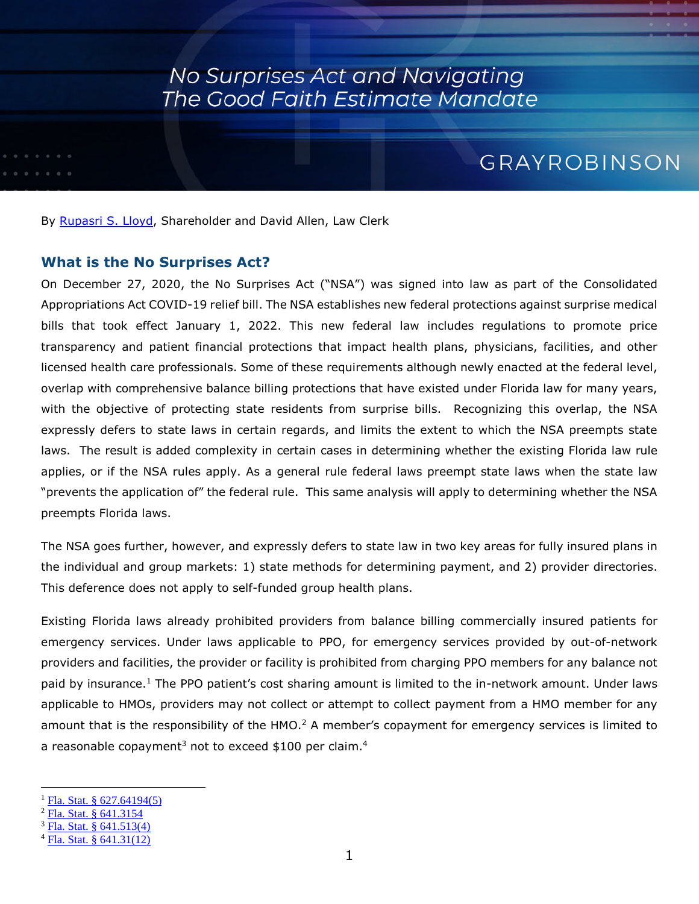# No Surprises Act and Navigating The Good Faith Estimate Mandate

GRAYROBINSON

By Rupasri S. Lloyd, Shareholder and David Allen, Law Clerk

## What is the No Surprises Act?

On December 27, 2020, the No Surprises Act ("NSA") was signed into law as part of the Consolidated Appropriations Act COVID-19 relief bill. The NSA establishes new federal protections against surprise medical bills that took effect January 1, 2022. This new federal law includes regulations to promote price transparency and patient financial protections that impact health plans, physicians, facilities, and other licensed health care professionals. Some of these requirements although newly enacted at the federal level, overlap with comprehensive balance billing protections that have existed under Florida law for many years, with the objective of protecting state residents from surprise bills. Recognizing this overlap, the NSA expressly defers to state laws in certain regards, and limits the extent to which the NSA preempts state laws. The result is added complexity in certain cases in determining whether the existing Florida law rule applies, or if the NSA rules apply. As a general rule federal laws preempt state laws when the state law "prevents the application of" the federal rule. This same analysis will apply to determining whether the NSA preempts Florida laws.

The NSA goes further, however, and expressly defers to state law in two key areas for fully insured plans in the individual and group markets: 1) state methods for determining payment, and 2) provider directories. This deference does not apply to self-funded group health plans.

Existing Florida laws already prohibited providers from balance billing commercially insured patients for emergency services. Under laws applicable to PPO, for emergency services provided by out-of-network providers and facilities, the provider or facility is prohibited from charging PPO members for any balance not paid by insurance.[1] The PPO patient's cost sharing amount is limited to the in-network amount. Under laws applicable to HMOs, providers may not collect or attempt to collect payment from a HMO member for any amount that is the responsibility of the HMO.[2] A member's copayment for emergency services is limited to a reasonable copayment[3] not to exceed $100 per claim.[4]

---

[1] Fla. Stat. § 627.64194(5)
[2] Fla. Stat. § 641.3154
[3] Fla. Stat. § 641.513(4)
[4] Fla. Stat. § 641.31(12)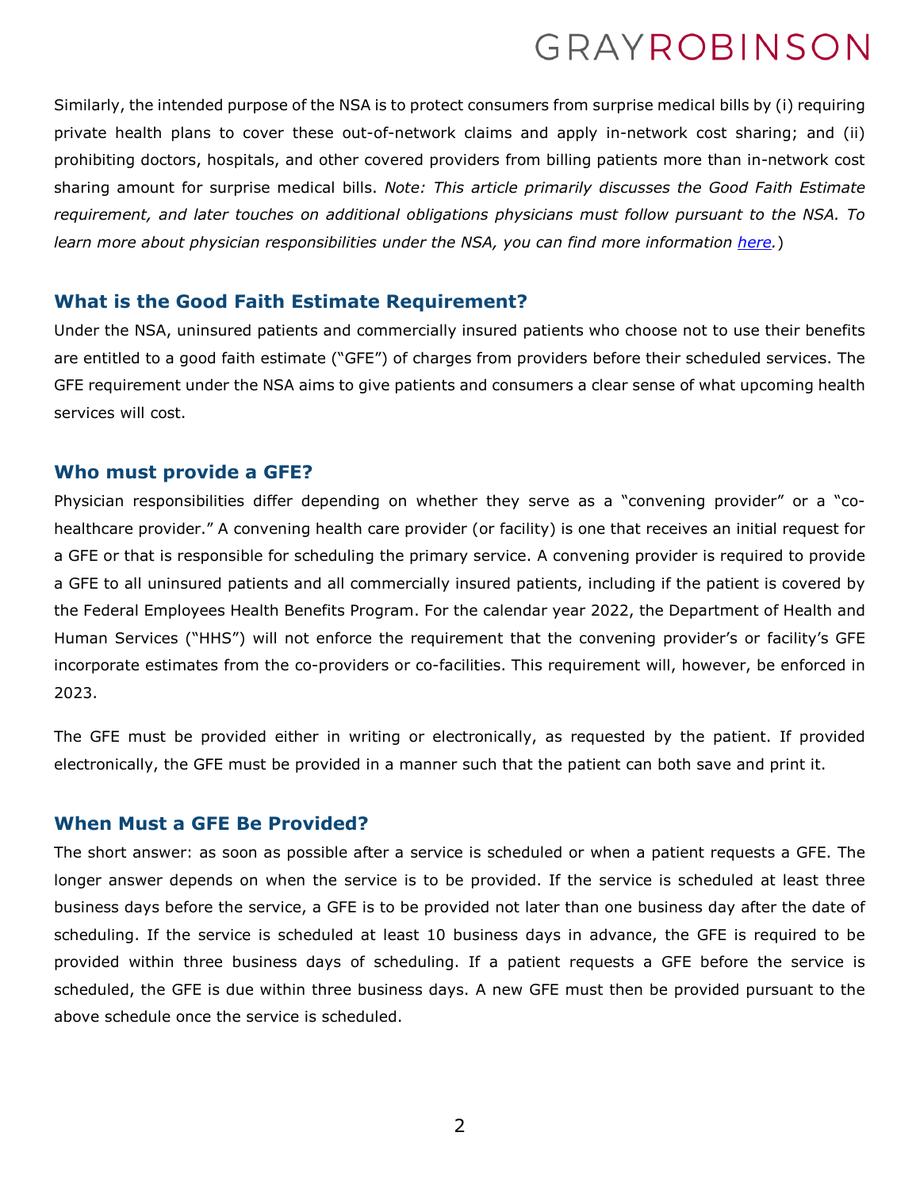Similarly, the intended purpose of the NSA is to protect consumers from surprise medical bills by (i) requiring private health plans to cover these out-of-network claims and apply in-network cost sharing; and (ii) prohibiting doctors, hospitals, and other covered providers from billing patients more than in-network cost sharing amount for surprise medical bills. *Note: This article primarily discusses the Good Faith Estimate requirement, and later touches on additional obligations physicians must follow pursuant to the NSA. To learn more about physician responsibilities under the NSA, you can find more information [here](#).*)

## What is the Good Faith Estimate Requirement?

Under the NSA, uninsured patients and commercially insured patients who choose not to use their benefits are entitled to a good faith estimate ("GFE") of charges from providers before their scheduled services. The GFE requirement under the NSA aims to give patients and consumers a clear sense of what upcoming health services will cost.

## Who must provide a GFE?

Physician responsibilities differ depending on whether they serve as a "convening provider" or a "co-healthcare provider." A convening health care provider (or facility) is one that receives an initial request for a GFE or that is responsible for scheduling the primary service. A convening provider is required to provide a GFE to all uninsured patients and all commercially insured patients, including if the patient is covered by the Federal Employees Health Benefits Program. For the calendar year 2022, the Department of Health and Human Services ("HHS") will not enforce the requirement that the convening provider's or facility's GFE incorporate estimates from the co-providers or co-facilities. This requirement will, however, be enforced in 2023.

The GFE must be provided either in writing or electronically, as requested by the patient. If provided electronically, the GFE must be provided in a manner such that the patient can both save and print it.

## When Must a GFE Be Provided?

The short answer: as soon as possible after a service is scheduled or when a patient requests a GFE. The longer answer depends on when the service is to be provided. If the service is scheduled at least three business days before the service, a GFE is to be provided not later than one business day after the date of scheduling. If the service is scheduled at least 10 business days in advance, the GFE is required to be provided within three business days of scheduling. If a patient requests a GFE before the service is scheduled, the GFE is due within three business days. A new GFE must then be provided pursuant to the above schedule once the service is scheduled.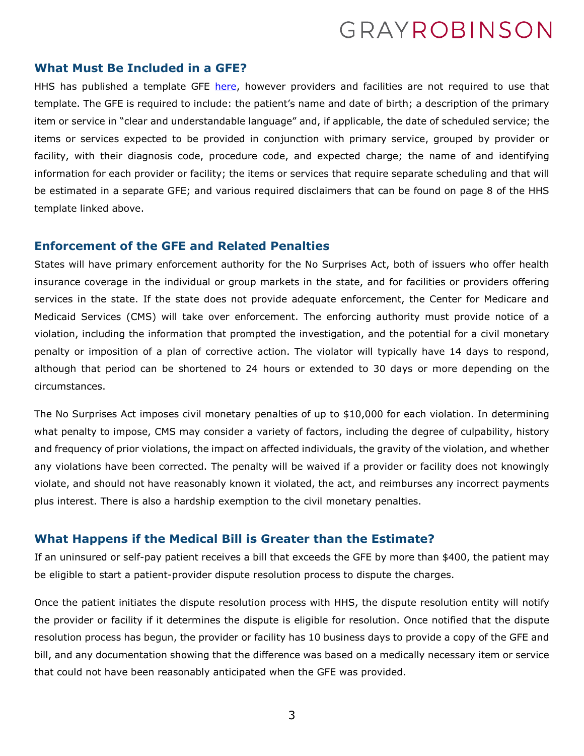## What Must Be Included in a GFE?

HHS has published a template GFE here, however providers and facilities are not required to use that template. The GFE is required to include: the patient's name and date of birth; a description of the primary item or service in "clear and understandable language" and, if applicable, the date of scheduled service; the items or services expected to be provided in conjunction with primary service, grouped by provider or facility, with their diagnosis code, procedure code, and expected charge; the name of and identifying information for each provider or facility; the items or services that require separate scheduling and that will be estimated in a separate GFE; and various required disclaimers that can be found on page 8 of the HHS template linked above.

## Enforcement of the GFE and Related Penalties

States will have primary enforcement authority for the No Surprises Act, both of issuers who offer health insurance coverage in the individual or group markets in the state, and for facilities or providers offering services in the state. If the state does not provide adequate enforcement, the Center for Medicare and Medicaid Services (CMS) will take over enforcement. The enforcing authority must provide notice of a violation, including the information that prompted the investigation, and the potential for a civil monetary penalty or imposition of a plan of corrective action. The violator will typically have 14 days to respond, although that period can be shortened to 24 hours or extended to 30 days or more depending on the circumstances.

The No Surprises Act imposes civil monetary penalties of up to $10,000 for each violation. In determining what penalty to impose, CMS may consider a variety of factors, including the degree of culpability, history and frequency of prior violations, the impact on affected individuals, the gravity of the violation, and whether any violations have been corrected. The penalty will be waived if a provider or facility does not knowingly violate, and should not have reasonably known it violated, the act, and reimburses any incorrect payments plus interest. There is also a hardship exemption to the civil monetary penalties.

## What Happens if the Medical Bill is Greater than the Estimate?

If an uninsured or self-pay patient receives a bill that exceeds the GFE by more than $400, the patient may be eligible to start a patient-provider dispute resolution process to dispute the charges.

Once the patient initiates the dispute resolution process with HHS, the dispute resolution entity will notify the provider or facility if it determines the dispute is eligible for resolution. Once notified that the dispute resolution process has begun, the provider or facility has 10 business days to provide a copy of the GFE and bill, and any documentation showing that the difference was based on a medically necessary item or service that could not have been reasonably anticipated when the GFE was provided.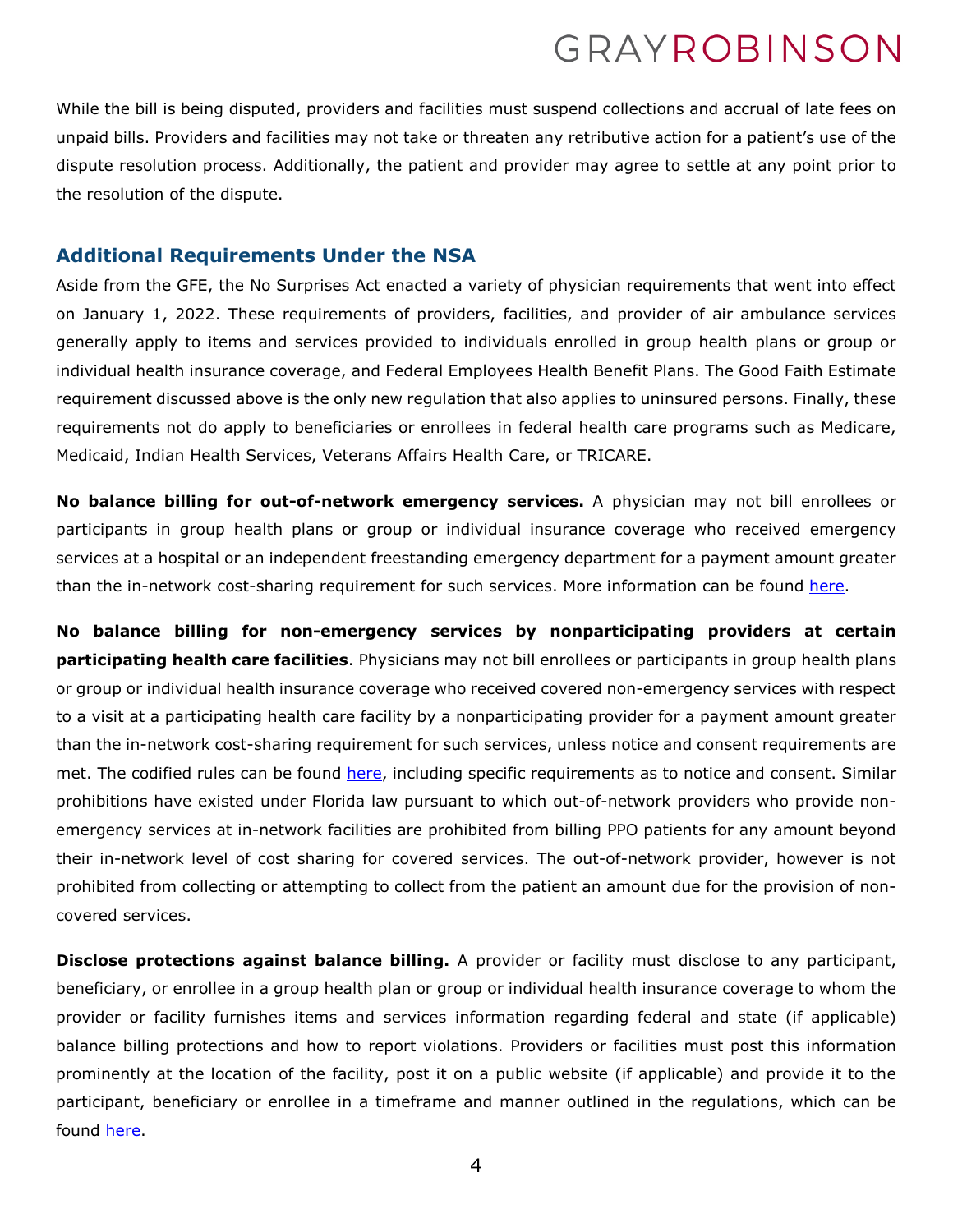While the bill is being disputed, providers and facilities must suspend collections and accrual of late fees on unpaid bills. Providers and facilities may not take or threaten any retributive action for a patient's use of the dispute resolution process. Additionally, the patient and provider may agree to settle at any point prior to the resolution of the dispute.

## Additional Requirements Under the NSA

Aside from the GFE, the No Surprises Act enacted a variety of physician requirements that went into effect on January 1, 2022. These requirements of providers, facilities, and provider of air ambulance services generally apply to items and services provided to individuals enrolled in group health plans or group or individual health insurance coverage, and Federal Employees Health Benefit Plans. The Good Faith Estimate requirement discussed above is the only new regulation that also applies to uninsured persons. Finally, these requirements not do apply to beneficiaries or enrollees in federal health care programs such as Medicare, Medicaid, Indian Health Services, Veterans Affairs Health Care, or TRICARE.

**No balance billing for out-of-network emergency services.** A physician may not bill enrollees or participants in group health plans or group or individual insurance coverage who received emergency services at a hospital or an independent freestanding emergency department for a payment amount greater than the in-network cost-sharing requirement for such services. More information can be found here.

**No balance billing for non-emergency services by nonparticipating providers at certain participating health care facilities**. Physicians may not bill enrollees or participants in group health plans or group or individual health insurance coverage who received covered non-emergency services with respect to a visit at a participating health care facility by a nonparticipating provider for a payment amount greater than the in-network cost-sharing requirement for such services, unless notice and consent requirements are met. The codified rules can be found here, including specific requirements as to notice and consent. Similar prohibitions have existed under Florida law pursuant to which out-of-network providers who provide non-emergency services at in-network facilities are prohibited from billing PPO patients for any amount beyond their in-network level of cost sharing for covered services. The out-of-network provider, however is not prohibited from collecting or attempting to collect from the patient an amount due for the provision of non-covered services.

**Disclose protections against balance billing.** A provider or facility must disclose to any participant, beneficiary, or enrollee in a group health plan or group or individual health insurance coverage to whom the provider or facility furnishes items and services information regarding federal and state (if applicable) balance billing protections and how to report violations. Providers or facilities must post this information prominently at the location of the facility, post it on a public website (if applicable) and provide it to the participant, beneficiary or enrollee in a timeframe and manner outlined in the regulations, which can be found here.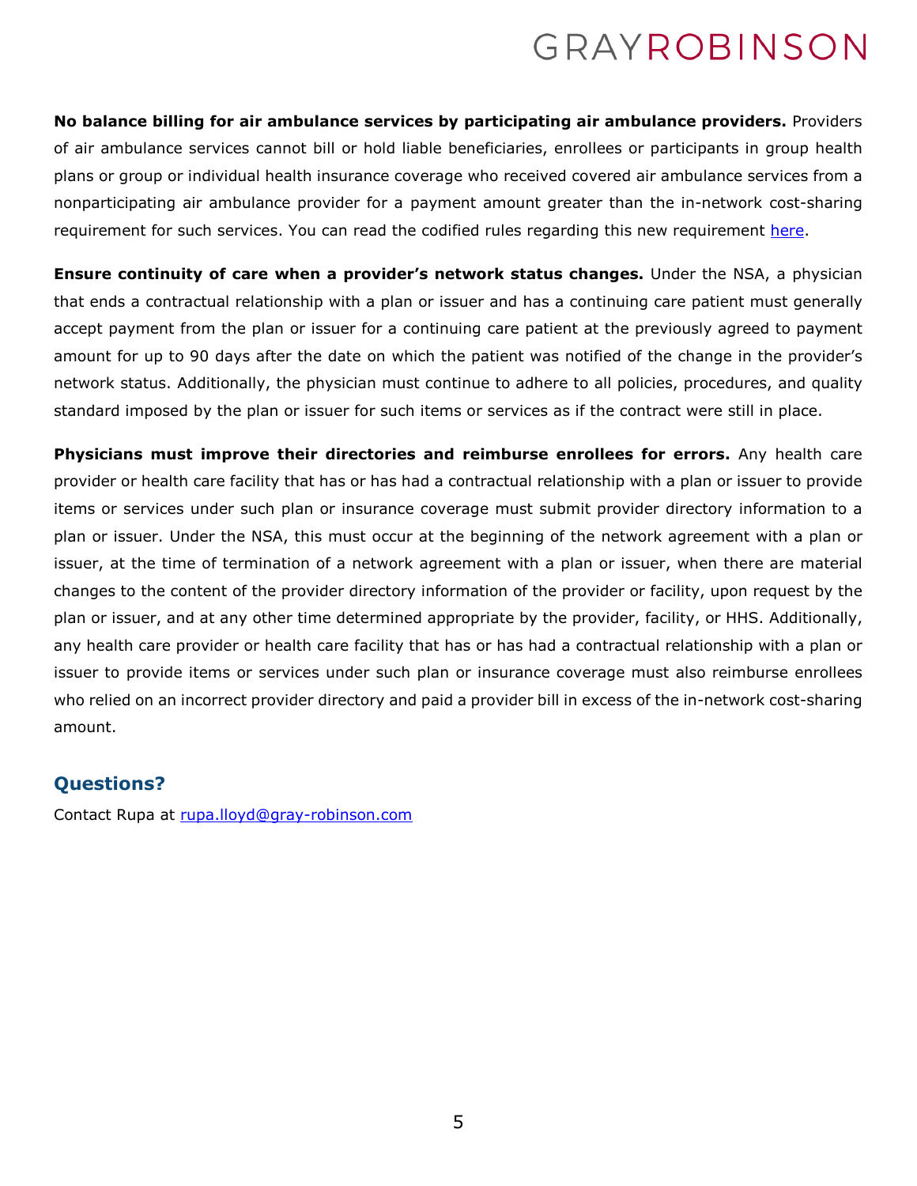**No balance billing for air ambulance services by participating air ambulance providers.** Providers of air ambulance services cannot bill or hold liable beneficiaries, enrollees or participants in group health plans or group or individual health insurance coverage who received covered air ambulance services from a nonparticipating air ambulance provider for a payment amount greater than the in-network cost-sharing requirement for such services. You can read the codified rules regarding this new requirement here.

**Ensure continuity of care when a provider's network status changes.** Under the NSA, a physician that ends a contractual relationship with a plan or issuer and has a continuing care patient must generally accept payment from the plan or issuer for a continuing care patient at the previously agreed to payment amount for up to 90 days after the date on which the patient was notified of the change in the provider's network status. Additionally, the physician must continue to adhere to all policies, procedures, and quality standard imposed by the plan or issuer for such items or services as if the contract were still in place.

**Physicians must improve their directories and reimburse enrollees for errors.** Any health care provider or health care facility that has or has had a contractual relationship with a plan or issuer to provide items or services under such plan or insurance coverage must submit provider directory information to a plan or issuer. Under the NSA, this must occur at the beginning of the network agreement with a plan or issuer, at the time of termination of a network agreement with a plan or issuer, when there are material changes to the content of the provider directory information of the provider or facility, upon request by the plan or issuer, and at any other time determined appropriate by the provider, facility, or HHS. Additionally, any health care provider or health care facility that has or has had a contractual relationship with a plan or issuer to provide items or services under such plan or insurance coverage must also reimburse enrollees who relied on an incorrect provider directory and paid a provider bill in excess of the in-network cost-sharing amount.

## Questions?

Contact Rupa at rupa.lloyd@gray-robinson.com